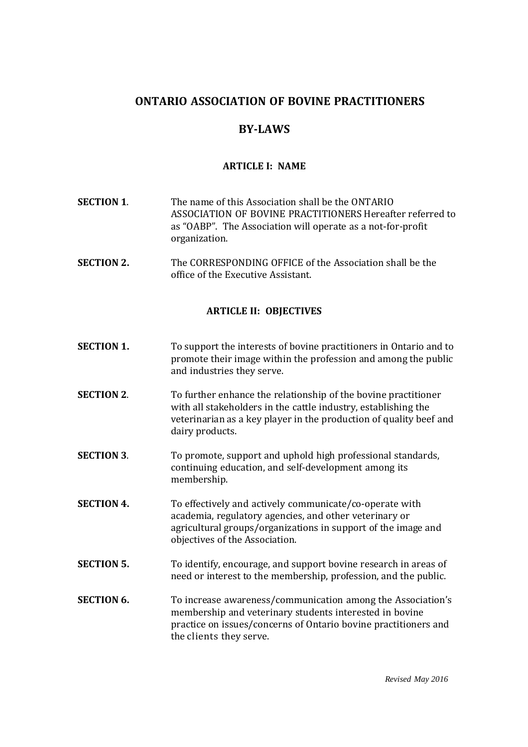# ONTARIO ASSOCIATION OF BOVINE PRACTITIONERS

# BY-LAWS

## ARTICLE I: NAME

**SECTION 1**. The name of this Association shall be the ONTARIO ASSOCIATION OF BOVINE PRACTITIONERS Hereafter referred to as "OABP". The Association will operate as a not-for-profit organization.

**SECTION 2.** The CORRESPONDING OFFICE of the Association shall be the office of the Executive Assistant.

## ARTICLE II: OBJECTIVES

**SECTION 1.** To support the interests of bovine practitioners in Ontario and to promote their image within the profession and among the public and industries they serve.

**SECTION 2**. To further enhance the relationship of the bovine practitioner with all stakeholders in the cattle industry, establishing the veterinarian as a key player in the production of quality beef and dairy products.

**SECTION 3**. To promote, support and uphold high professional standards, continuing education, and self-development among its membership.

**SECTION 4.** To effectively and actively communicate/co-operate with academia, regulatory agencies, and other veterinary or agricultural groups/organizations in support of the image and objectives of the Association.

**SECTION 5.** To identify, encourage, and support bovine research in areas of need or interest to the membership, profession, and the public.

**SECTION 6.** To increase awareness/communication among the Association's membership and veterinary students interested in bovine practice on issues/concerns of Ontario bovine practitioners and the clients they serve.

*Revised May 2016*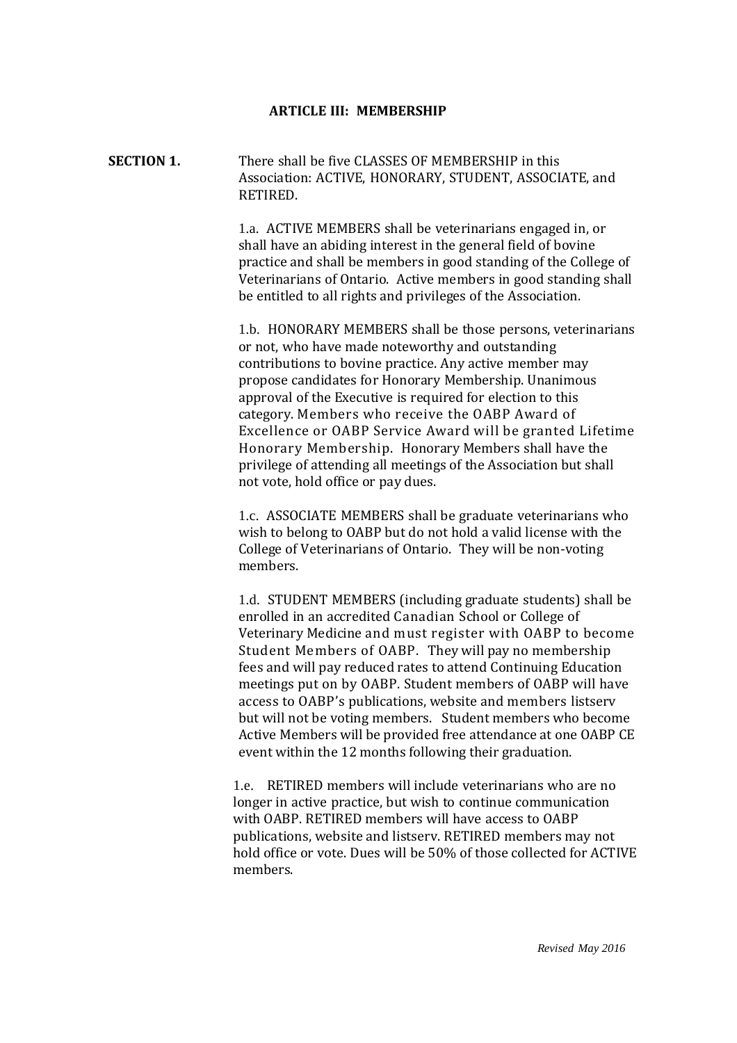## ARTICLE III: MEMBERSHIP

**SECTION 1.** There shall be five CLASSES OF MEMBERSHIP in this Association: ACTIVE, HONORARY, STUDENT, ASSOCIATE, and RETIRED.

1.a. ACTIVE MEMBERS shall be veterinarians engaged in, or shall have an abiding interest in the general field of bovine practice and shall be members in good standing of the College of Veterinarians of Ontario. Active members in good standing shall be entitled to all rights and privileges of the Association.

1.b. HONORARY MEMBERS shall be those persons, veterinarians or not, who have made noteworthy and outstanding contributions to bovine practice. Any active member may propose candidates for Honorary Membership. Unanimous approval of the Executive is required for election to this category. Members who receive the OABP Award of Excellence or OABP Service Award will be granted Lifetime Honorary Membership. Honorary Members shall have the privilege of attending all meetings of the Association but shall not vote, hold office or pay dues.

1.c. ASSOCIATE MEMBERS shall be graduate veterinarians who wish to belong to OABP but do not hold a valid license with the College of Veterinarians of Ontario. They will be non-voting members.

1.d. STUDENT MEMBERS (including graduate students) shall be enrolled in an accredited Canadian School or College of Veterinary Medicine and must register with OABP to become Student Members of OABP. They will pay no membership fees and will pay reduced rates to attend Continuing Education meetings put on by OABP. Student members of OABP will have access to OABP's publications, website and members listserv but will not be voting members. Student members who become Active Members will be provided free attendance at one OABP CE event within the 12 months following their graduation.

1.e. RETIRED members will include veterinarians who are no longer in active practice, but wish to continue communication with OABP. RETIRED members will have access to OABP publications, website and listserv. RETIRED members may not hold office or vote. Dues will be 50% of those collected for ACTIVE members.

*Revised May 2016*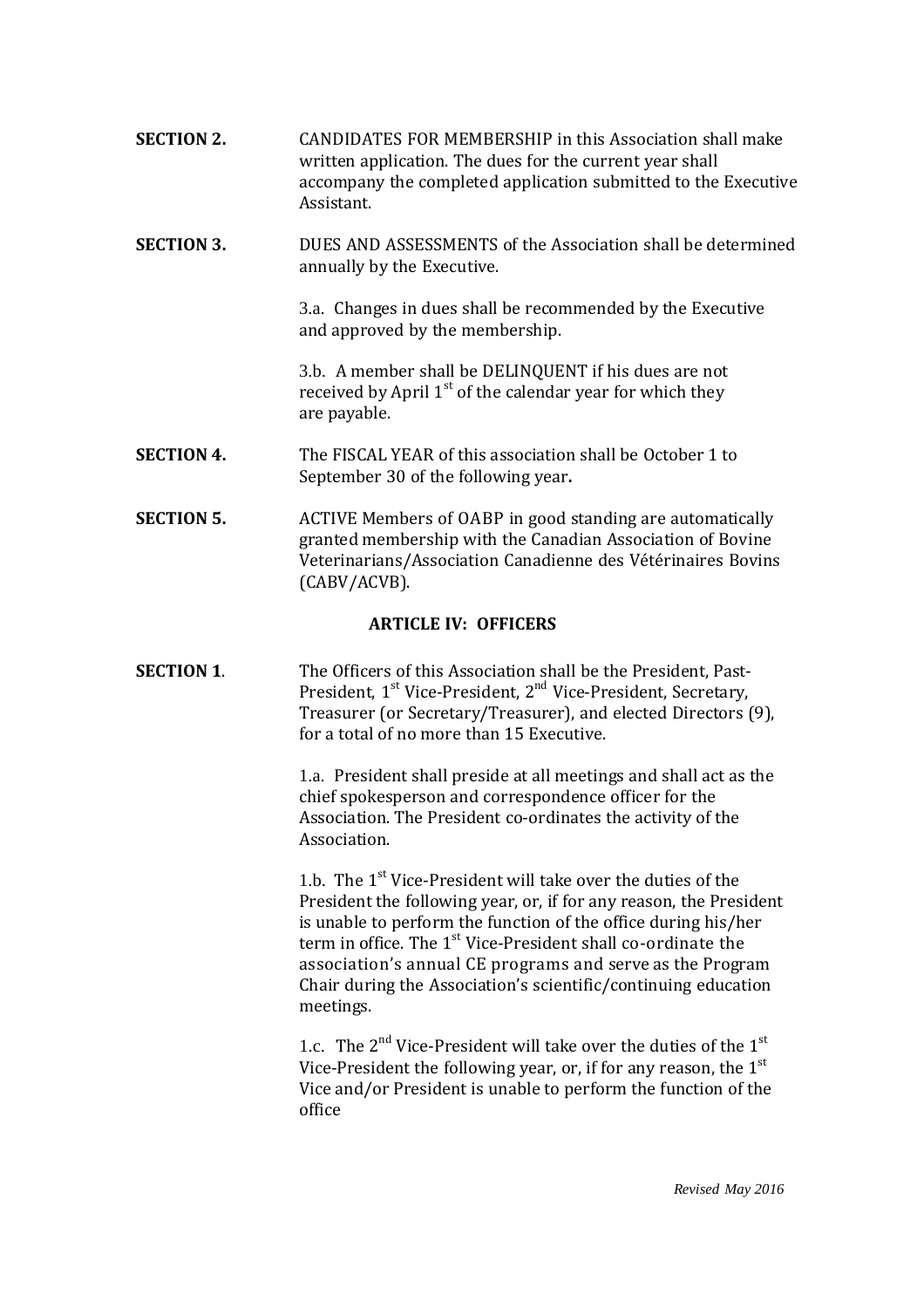**SECTION 2.** CANDIDATES FOR MEMBERSHIP in this Association shall make written application. The dues for the current year shall accompany the completed application submitted to the Executive Assistant.

**SECTION 3.** DUES AND ASSESSMENTS of the Association shall be determined annually by the Executive.

3.a. Changes in dues shall be recommended by the Executive and approved by the membership.

3.b. A member shall be DELINQUENT if his dues are not received by April 1st of the calendar year for which they are payable.

**SECTION 4.** The FISCAL YEAR of this association shall be October 1 to September 30 of the following year**.**

**SECTION 5.** ACTIVE Members of OABP in good standing are automatically granted membership with the Canadian Association of Bovine Veterinarians/Association Canadienne des Vétérinaires Bovins (CABV/ACVB).

## ARTICLE IV: OFFICERS

**SECTION 1**. The Officers of this Association shall be the President, Past-President, 1st Vice-President, 2nd Vice-President, Secretary, Treasurer (or Secretary/Treasurer), and elected Directors (9), for a total of no more than 15 Executive.

1.a. President shall preside at all meetings and shall act as the chief spokesperson and correspondence officer for the Association. The President co-ordinates the activity of the Association.

1.b. The 1st Vice-President will take over the duties of the President the following year, or, if for any reason, the President is unable to perform the function of the office during his/her term in office. The 1st Vice-President shall co-ordinate the association's annual CE programs and serve as the Program Chair during the Association's scientific/continuing education meetings.

1.c. The 2nd Vice-President will take over the duties of the 1st Vice-President the following year, or, if for any reason, the 1st Vice and/or President is unable to perform the function of the office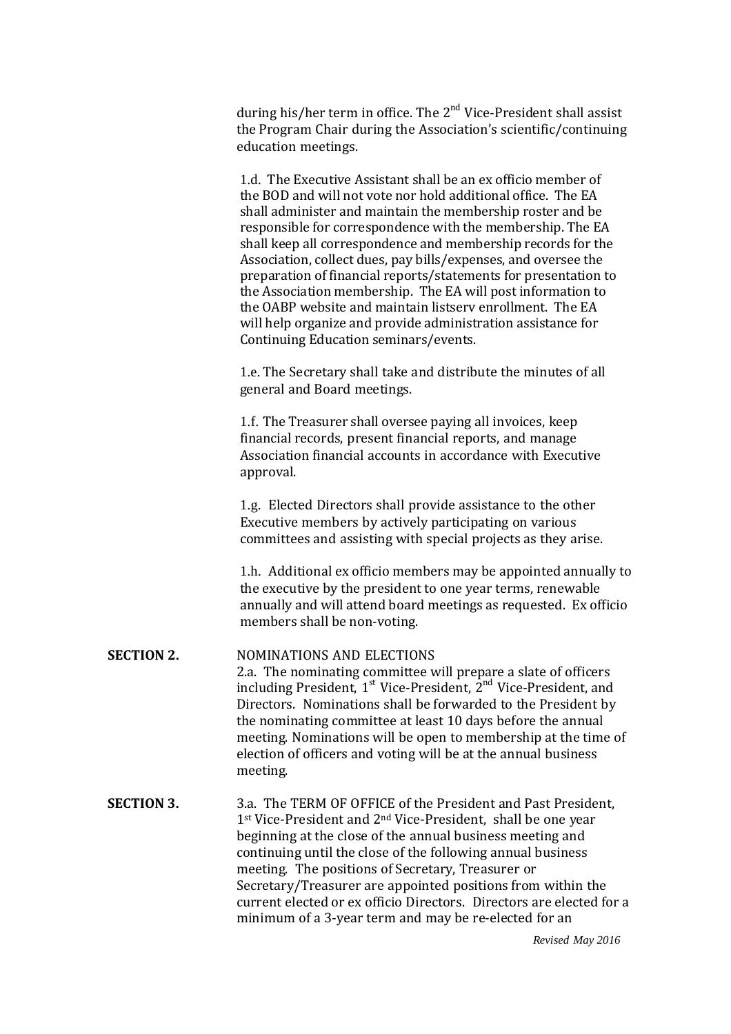during his/her term in office. The 2nd Vice-President shall assist the Program Chair during the Association's scientific/continuing education meetings.

1.d. The Executive Assistant shall be an ex officio member of the BOD and will not vote nor hold additional office. The EA shall administer and maintain the membership roster and be responsible for correspondence with the membership. The EA shall keep all correspondence and membership records for the Association, collect dues, pay bills/expenses, and oversee the preparation of financial reports/statements for presentation to the Association membership. The EA will post information to the OABP website and maintain listserv enrollment. The EA will help organize and provide administration assistance for Continuing Education seminars/events.

1.e. The Secretary shall take and distribute the minutes of all general and Board meetings.

1.f. The Treasurer shall oversee paying all invoices, keep financial records, present financial reports, and manage Association financial accounts in accordance with Executive approval.

1.g. Elected Directors shall provide assistance to the other Executive members by actively participating on various committees and assisting with special projects as they arise.

1.h. Additional ex officio members may be appointed annually to the executive by the president to one year terms, renewable annually and will attend board meetings as requested. Ex officio members shall be non-voting.

**SECTION 2.** NOMINATIONS AND ELECTIONS

2.a. The nominating committee will prepare a slate of officers including President, 1st Vice-President, 2nd Vice-President, and Directors. Nominations shall be forwarded to the President by the nominating committee at least 10 days before the annual meeting. Nominations will be open to membership at the time of election of officers and voting will be at the annual business meeting.

**SECTION 3.** 3.a. The TERM OF OFFICE of the President and Past President, 1st Vice-President and 2nd Vice-President, shall be one year beginning at the close of the annual business meeting and continuing until the close of the following annual business meeting. The positions of Secretary, Treasurer or Secretary/Treasurer are appointed positions from within the current elected or ex officio Directors. Directors are elected for a minimum of a 3-year term and may be re-elected for an

*Revised May 2016*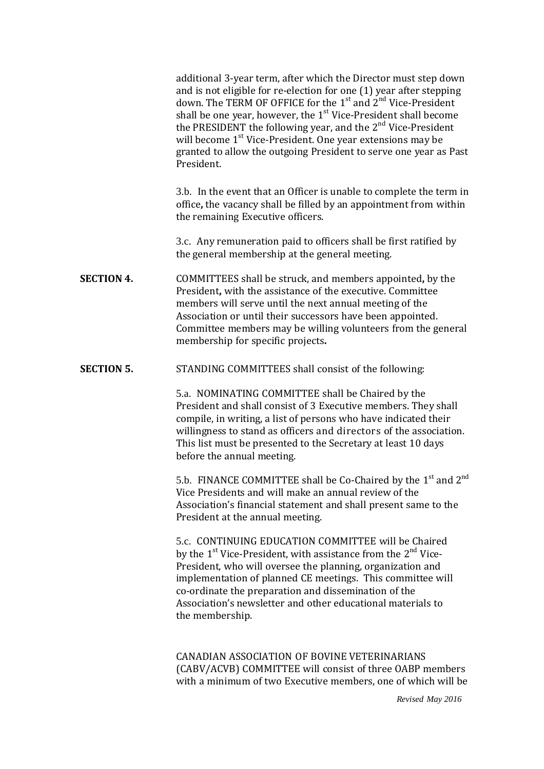additional 3-year term, after which the Director must step down and is not eligible for re-election for one (1) year after stepping down. The TERM OF OFFICE for the 1st and 2nd Vice-President shall be one year, however, the 1st Vice-President shall become the PRESIDENT the following year, and the 2nd Vice-President will become 1st Vice-President. One year extensions may be granted to allow the outgoing President to serve one year as Past President.

3.b. In the event that an Officer is unable to complete the term in office, the vacancy shall be filled by an appointment from within the remaining Executive officers.

3.c. Any remuneration paid to officers shall be first ratified by the general membership at the general meeting.

**SECTION 4.** COMMITTEES shall be struck, and members appointed, by the President, with the assistance of the executive. Committee members will serve until the next annual meeting of the Association or until their successors have been appointed. Committee members may be willing volunteers from the general membership for specific projects.

**SECTION 5.** STANDING COMMITTEES shall consist of the following:

5.a. NOMINATING COMMITTEE shall be Chaired by the President and shall consist of 3 Executive members. They shall compile, in writing, a list of persons who have indicated their willingness to stand as officers and directors of the association. This list must be presented to the Secretary at least 10 days before the annual meeting.

5.b. FINANCE COMMITTEE shall be Co-Chaired by the 1st and 2nd Vice Presidents and will make an annual review of the Association's financial statement and shall present same to the President at the annual meeting.

5.c. CONTINUING EDUCATION COMMITTEE will be Chaired by the 1st Vice-President, with assistance from the 2nd Vice-President, who will oversee the planning, organization and implementation of planned CE meetings. This committee will co-ordinate the preparation and dissemination of the Association's newsletter and other educational materials to the membership.

CANADIAN ASSOCIATION OF BOVINE VETERINARIANS (CABV/ACVB) COMMITTEE will consist of three OABP members with a minimum of two Executive members, one of which will be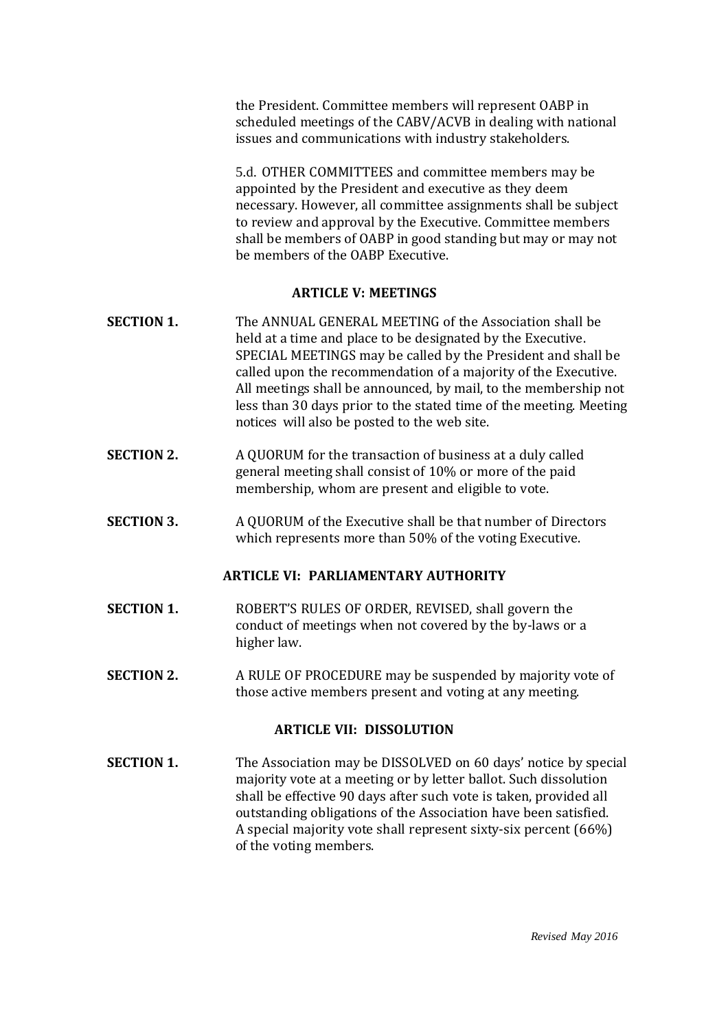the President. Committee members will represent OABP in scheduled meetings of the CABV/ACVB in dealing with national issues and communications with industry stakeholders.

5.d. OTHER COMMITTEES and committee members may be appointed by the President and executive as they deem necessary. However, all committee assignments shall be subject to review and approval by the Executive. Committee members shall be members of OABP in good standing but may or may not be members of the OABP Executive.

## ARTICLE V: MEETINGS

**SECTION 1.** The ANNUAL GENERAL MEETING of the Association shall be held at a time and place to be designated by the Executive. SPECIAL MEETINGS may be called by the President and shall be called upon the recommendation of a majority of the Executive. All meetings shall be announced, by mail, to the membership not less than 30 days prior to the stated time of the meeting. Meeting notices will also be posted to the web site.

**SECTION 2.** A QUORUM for the transaction of business at a duly called general meeting shall consist of 10% or more of the paid membership, whom are present and eligible to vote.

**SECTION 3.** A QUORUM of the Executive shall be that number of Directors which represents more than 50% of the voting Executive.

## ARTICLE VI: PARLIAMENTARY AUTHORITY

**SECTION 1.** ROBERT'S RULES OF ORDER, REVISED, shall govern the conduct of meetings when not covered by the by-laws or a higher law.

**SECTION 2.** A RULE OF PROCEDURE may be suspended by majority vote of those active members present and voting at any meeting.

## ARTICLE VII: DISSOLUTION

**SECTION 1.** The Association may be DISSOLVED on 60 days' notice by special majority vote at a meeting or by letter ballot. Such dissolution shall be effective 90 days after such vote is taken, provided all outstanding obligations of the Association have been satisfied. A special majority vote shall represent sixty-six percent (66%) of the voting members.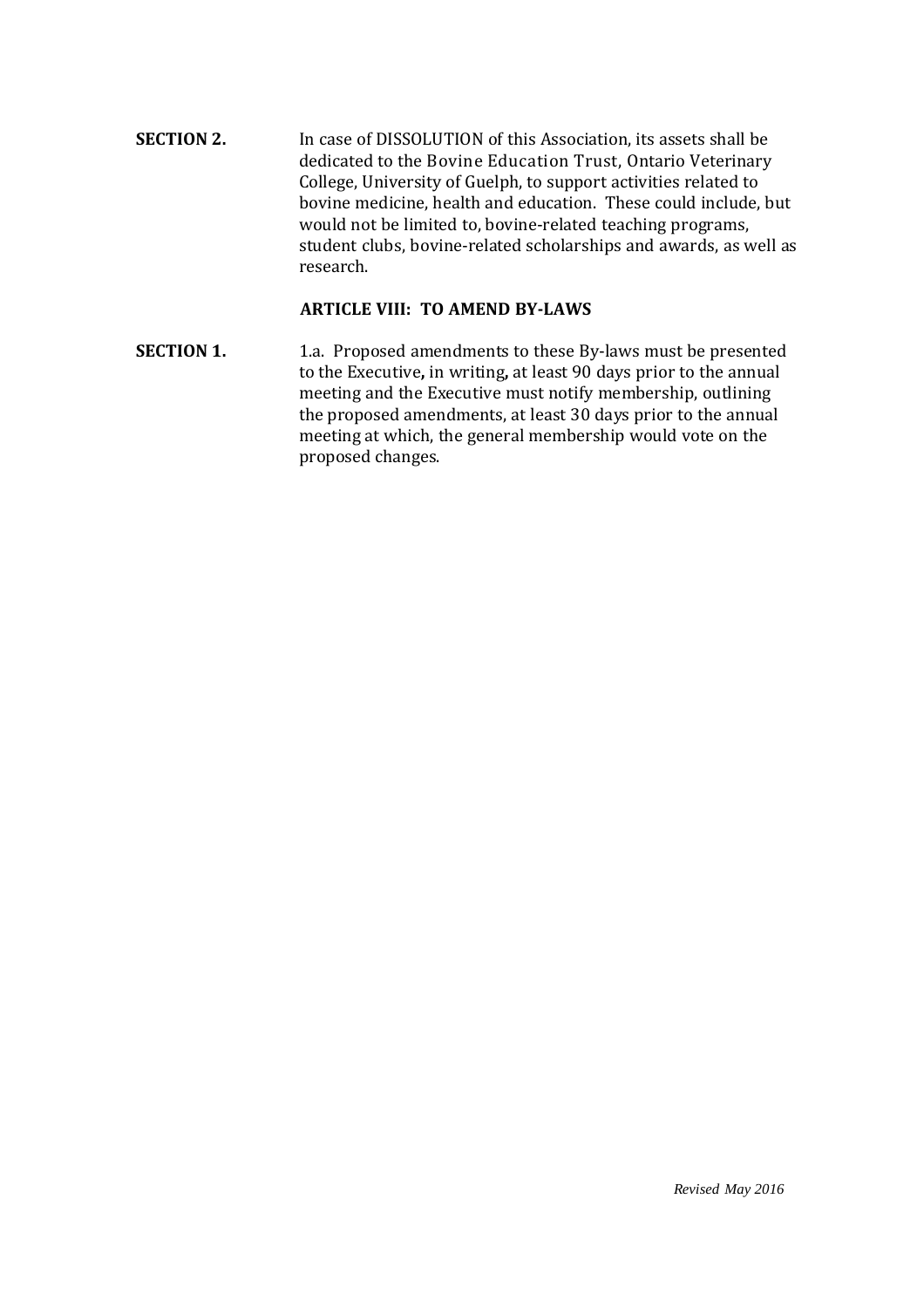**SECTION 2.** In case of DISSOLUTION of this Association, its assets shall be dedicated to the Bovine Education Trust, Ontario Veterinary College, University of Guelph, to support activities related to bovine medicine, health and education. These could include, but would not be limited to, bovine-related teaching programs, student clubs, bovine-related scholarships and awards, as well as research.

## ARTICLE VIII: TO AMEND BY-LAWS

**SECTION 1.** 1.a. Proposed amendments to these By-laws must be presented to the Executive, in writing, at least 90 days prior to the annual meeting and the Executive must notify membership, outlining the proposed amendments, at least 30 days prior to the annual meeting at which, the general membership would vote on the proposed changes.

*Revised May 2016*